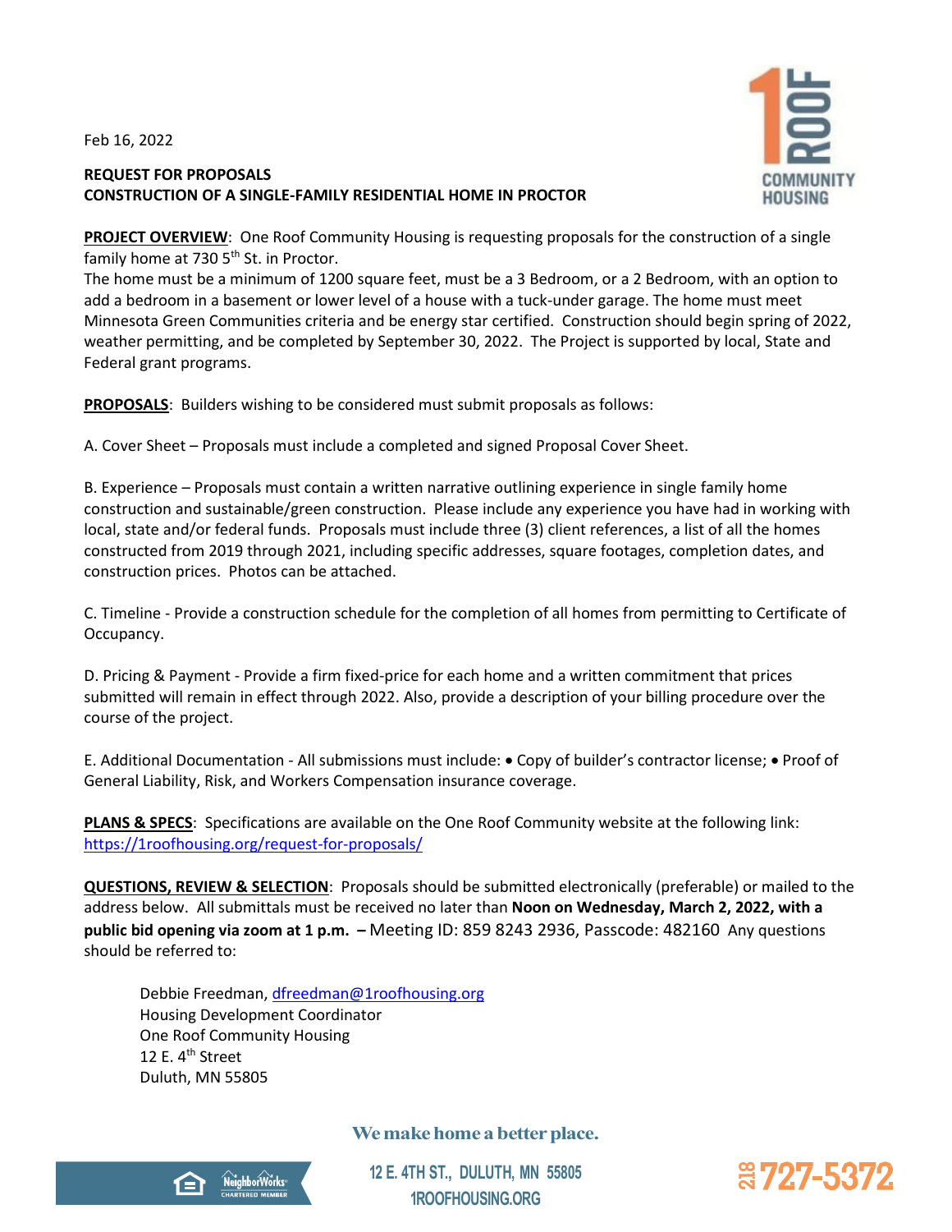Feb 16, 2022

**REQUEST FOR PROPOSALS**
**CONSTRUCTION OF A SINGLE-FAMILY RESIDENTIAL HOME IN PROCTOR**

**PROJECT OVERVIEW**: One Roof Community Housing is requesting proposals for the construction of a single family home at 730 5th St. in Proctor.
The home must be a minimum of 1200 square feet, must be a 3 Bedroom, or a 2 Bedroom, with an option to add a bedroom in a basement or lower level of a house with a tuck-under garage. The home must meet Minnesota Green Communities criteria and be energy star certified. Construction should begin spring of 2022, weather permitting, and be completed by September 30, 2022. The Project is supported by local, State and Federal grant programs.

**PROPOSALS**: Builders wishing to be considered must submit proposals as follows:

A. Cover Sheet – Proposals must include a completed and signed Proposal Cover Sheet.

B. Experience – Proposals must contain a written narrative outlining experience in single family home construction and sustainable/green construction. Please include any experience you have had in working with local, state and/or federal funds. Proposals must include three (3) client references, a list of all the homes constructed from 2019 through 2021, including specific addresses, square footages, completion dates, and construction prices. Photos can be attached.

C. Timeline - Provide a construction schedule for the completion of all homes from permitting to Certificate of Occupancy.

D. Pricing & Payment - Provide a firm fixed-price for each home and a written commitment that prices submitted will remain in effect through 2022. Also, provide a description of your billing procedure over the course of the project.

E. Additional Documentation - All submissions must include: • Copy of builder's contractor license; • Proof of General Liability, Risk, and Workers Compensation insurance coverage.

**PLANS & SPECS**: Specifications are available on the One Roof Community website at the following link: https://1roofhousing.org/request-for-proposals/

**QUESTIONS, REVIEW & SELECTION**: Proposals should be submitted electronically (preferable) or mailed to the address below. All submittals must be received no later than **Noon on Wednesday, March 2, 2022, with a public bid opening via zoom at 1 p.m. –** Meeting ID: 859 8243 2936, Passcode: 482160 Any questions should be referred to:

Debbie Freedman, dfreedman@1roofhousing.org
Housing Development Coordinator
One Roof Community Housing
12 E. 4th Street
Duluth, MN 55805

We make home a better place.

12 E. 4TH ST., DULUTH, MN 55805
1ROOFHOUSING.ORG

218 727-5372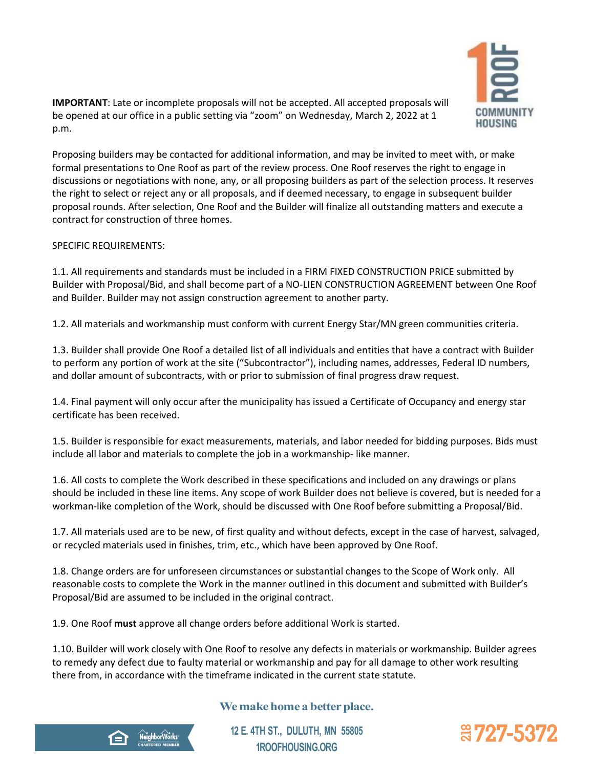**IMPORTANT**: Late or incomplete proposals will not be accepted. All accepted proposals will be opened at our office in a public setting via "zoom" on Wednesday, March 2, 2022 at 1 p.m.

Proposing builders may be contacted for additional information, and may be invited to meet with, or make formal presentations to One Roof as part of the review process. One Roof reserves the right to engage in discussions or negotiations with none, any, or all proposing builders as part of the selection process. It reserves the right to select or reject any or all proposals, and if deemed necessary, to engage in subsequent builder proposal rounds. After selection, One Roof and the Builder will finalize all outstanding matters and execute a contract for construction of three homes.

SPECIFIC REQUIREMENTS:

1.1. All requirements and standards must be included in a FIRM FIXED CONSTRUCTION PRICE submitted by Builder with Proposal/Bid, and shall become part of a NO-LIEN CONSTRUCTION AGREEMENT between One Roof and Builder. Builder may not assign construction agreement to another party.

1.2. All materials and workmanship must conform with current Energy Star/MN green communities criteria.

1.3. Builder shall provide One Roof a detailed list of all individuals and entities that have a contract with Builder to perform any portion of work at the site ("Subcontractor"), including names, addresses, Federal ID numbers, and dollar amount of subcontracts, with or prior to submission of final progress draw request.

1.4. Final payment will only occur after the municipality has issued a Certificate of Occupancy and energy star certificate has been received.

1.5. Builder is responsible for exact measurements, materials, and labor needed for bidding purposes. Bids must include all labor and materials to complete the job in a workmanship- like manner.

1.6. All costs to complete the Work described in these specifications and included on any drawings or plans should be included in these line items. Any scope of work Builder does not believe is covered, but is needed for a workman-like completion of the Work, should be discussed with One Roof before submitting a Proposal/Bid.

1.7. All materials used are to be new, of first quality and without defects, except in the case of harvest, salvaged, or recycled materials used in finishes, trim, etc., which have been approved by One Roof.

1.8. Change orders are for unforeseen circumstances or substantial changes to the Scope of Work only. All reasonable costs to complete the Work in the manner outlined in this document and submitted with Builder's Proposal/Bid are assumed to be included in the original contract.

1.9. One Roof **must** approve all change orders before additional Work is started.

1.10. Builder will work closely with One Roof to resolve any defects in materials or workmanship. Builder agrees to remedy any defect due to faulty material or workmanship and pay for all damage to other work resulting there from, in accordance with the timeframe indicated in the current state statute.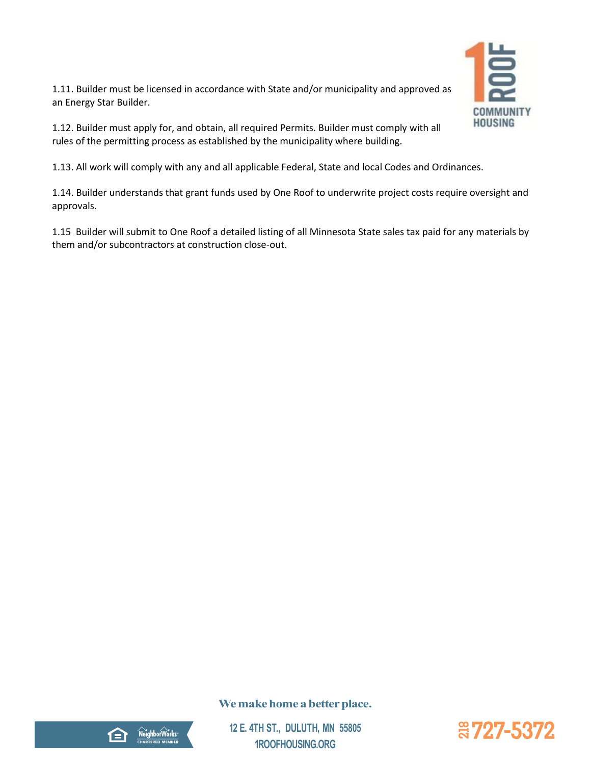1.11. Builder must be licensed in accordance with State and/or municipality and approved as an Energy Star Builder.

1.12. Builder must apply for, and obtain, all required Permits. Builder must comply with all rules of the permitting process as established by the municipality where building.

1.13. All work will comply with any and all applicable Federal, State and local Codes and Ordinances.

1.14. Builder understands that grant funds used by One Roof to underwrite project costs require oversight and approvals.

1.15 Builder will submit to One Roof a detailed listing of all Minnesota State sales tax paid for any materials by them and/or subcontractors at construction close-out.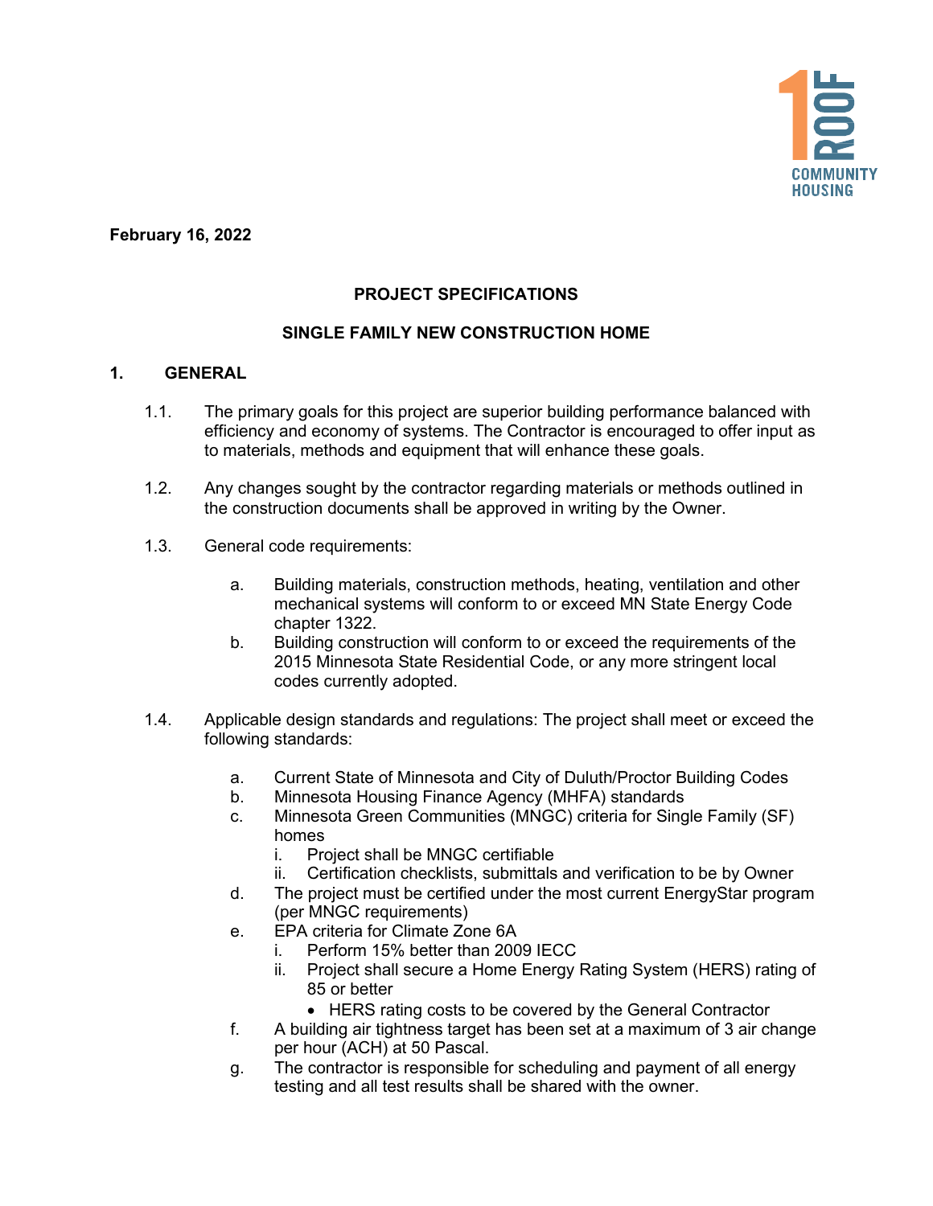**February 16, 2022**

**PROJECT SPECIFICATIONS**

**SINGLE FAMILY NEW CONSTRUCTION HOME**

## 1. GENERAL

1.1. The primary goals for this project are superior building performance balanced with efficiency and economy of systems. The Contractor is encouraged to offer input as to materials, methods and equipment that will enhance these goals.

1.2. Any changes sought by the contractor regarding materials or methods outlined in the construction documents shall be approved in writing by the Owner.

1.3. General code requirements:

   a. Building materials, construction methods, heating, ventilation and other mechanical systems will conform to or exceed MN State Energy Code chapter 1322.
   b. Building construction will conform to or exceed the requirements of the 2015 Minnesota State Residential Code, or any more stringent local codes currently adopted.

1.4. Applicable design standards and regulations: The project shall meet or exceed the following standards:

   a. Current State of Minnesota and City of Duluth/Proctor Building Codes
   b. Minnesota Housing Finance Agency (MHFA) standards
   c. Minnesota Green Communities (MNGC) criteria for Single Family (SF) homes
      i. Project shall be MNGC certifiable
      ii. Certification checklists, submittals and verification to be by Owner
   d. The project must be certified under the most current EnergyStar program (per MNGC requirements)
   e. EPA criteria for Climate Zone 6A
      i. Perform 15% better than 2009 IECC
      ii. Project shall secure a Home Energy Rating System (HERS) rating of 85 or better
         - HERS rating costs to be covered by the General Contractor
   f. A building air tightness target has been set at a maximum of 3 air change per hour (ACH) at 50 Pascal.
   g. The contractor is responsible for scheduling and payment of all energy testing and all test results shall be shared with the owner.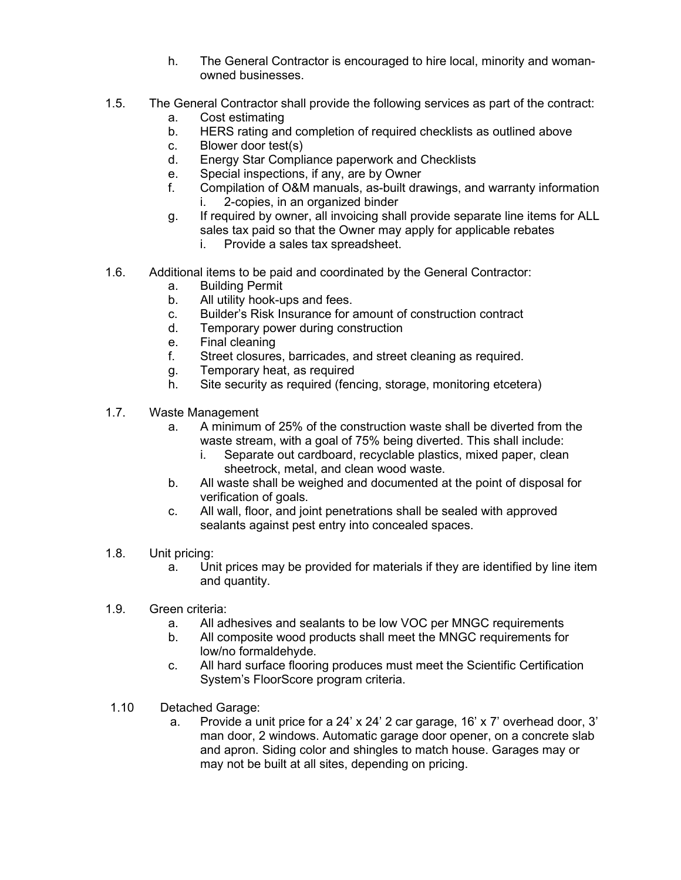h. The General Contractor is encouraged to hire local, minority and woman-owned businesses.

1.5. The General Contractor shall provide the following services as part of the contract:

a. Cost estimating
b. HERS rating and completion of required checklists as outlined above
c. Blower door test(s)
d. Energy Star Compliance paperwork and Checklists
e. Special inspections, if any, are by Owner
f. Compilation of O&M manuals, as-built drawings, and warranty information
   i. 2-copies, in an organized binder
g. If required by owner, all invoicing shall provide separate line items for ALL sales tax paid so that the Owner may apply for applicable rebates
   i. Provide a sales tax spreadsheet.

1.6. Additional items to be paid and coordinated by the General Contractor:

a. Building Permit
b. All utility hook-ups and fees.
c. Builder's Risk Insurance for amount of construction contract
d. Temporary power during construction
e. Final cleaning
f. Street closures, barricades, and street cleaning as required.
g. Temporary heat, as required
h. Site security as required (fencing, storage, monitoring etcetera)

1.7. Waste Management

a. A minimum of 25% of the construction waste shall be diverted from the waste stream, with a goal of 75% being diverted. This shall include:
   i. Separate out cardboard, recyclable plastics, mixed paper, clean sheetrock, metal, and clean wood waste.
b. All waste shall be weighed and documented at the point of disposal for verification of goals.
c. All wall, floor, and joint penetrations shall be sealed with approved sealants against pest entry into concealed spaces.

1.8. Unit pricing:

a. Unit prices may be provided for materials if they are identified by line item and quantity.

1.9. Green criteria:

a. All adhesives and sealants to be low VOC per MNGC requirements
b. All composite wood products shall meet the MNGC requirements for low/no formaldehyde.
c. All hard surface flooring produces must meet the Scientific Certification System's FloorScore program criteria.

1.10 Detached Garage:

a. Provide a unit price for a 24' x 24' 2 car garage, 16' x 7' overhead door, 3' man door, 2 windows. Automatic garage door opener, on a concrete slab and apron. Siding color and shingles to match house. Garages may or may not be built at all sites, depending on pricing.